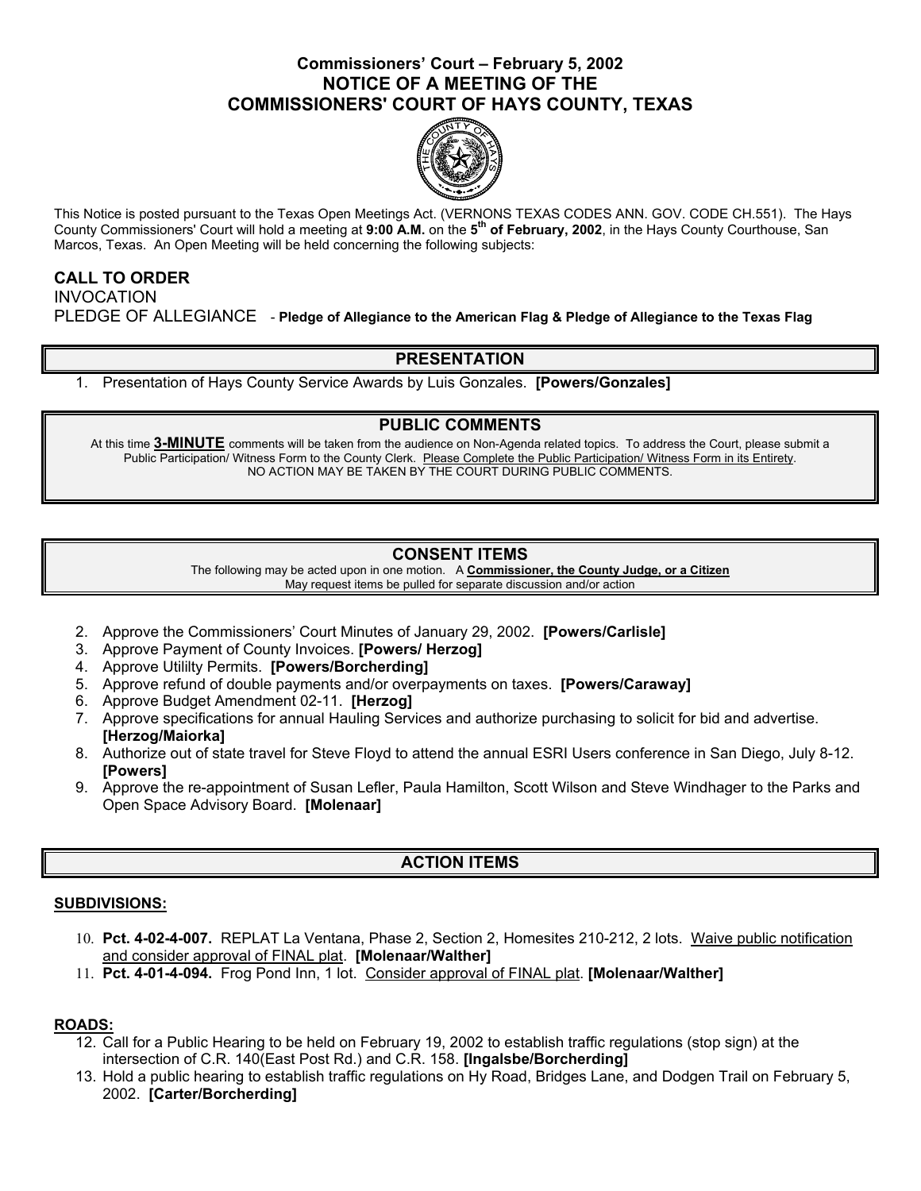# Commissioners' Court – February 5, 2002
# NOTICE OF A MEETING OF THE COMMISSIONERS' COURT OF HAYS COUNTY, TEXAS

This Notice is posted pursuant to the Texas Open Meetings Act. (VERNONS TEXAS CODES ANN. GOV. CODE CH.551). The Hays County Commissioners' Court will hold a meeting at **9:00 A.M.** on the **5th of February, 2002**, in the Hays County Courthouse, San Marcos, Texas. An Open Meeting will be held concerning the following subjects:

**CALL TO ORDER**
INVOCATION
PLEDGE OF ALLEGIANCE - **Pledge of Allegiance to the American Flag & Pledge of Allegiance to the Texas Flag**

## PRESENTATION

1. Presentation of Hays County Service Awards by Luis Gonzales. **[Powers/Gonzales]**

## PUBLIC COMMENTS

At this time **3-MINUTE** comments will be taken from the audience on Non-Agenda related topics. To address the Court, please submit a Public Participation/ Witness Form to the County Clerk. Please Complete the Public Participation/ Witness Form in its Entirety. NO ACTION MAY BE TAKEN BY THE COURT DURING PUBLIC COMMENTS.

## CONSENT ITEMS

The following may be acted upon in one motion. A **Commissioner, the County Judge, or a Citizen** May request items be pulled for separate discussion and/or action

2. Approve the Commissioners' Court Minutes of January 29, 2002. **[Powers/Carlisle]**
3. Approve Payment of County Invoices. **[Powers/ Herzog]**
4. Approve Utililty Permits. **[Powers/Borcherding]**
5. Approve refund of double payments and/or overpayments on taxes. **[Powers/Caraway]**
6. Approve Budget Amendment 02-11. **[Herzog]**
7. Approve specifications for annual Hauling Services and authorize purchasing to solicit for bid and advertise. **[Herzog/Maiorka]**
8. Authorize out of state travel for Steve Floyd to attend the annual ESRI Users conference in San Diego, July 8-12. **[Powers]**
9. Approve the re-appointment of Susan Lefler, Paula Hamilton, Scott Wilson and Steve Windhager to the Parks and Open Space Advisory Board. **[Molenaar]**

## ACTION ITEMS

**SUBDIVISIONS:**

10. **Pct. 4-02-4-007.** REPLAT La Ventana, Phase 2, Section 2, Homesites 210-212, 2 lots. Waive public notification and consider approval of FINAL plat. **[Molenaar/Walther]**
11. **Pct. 4-01-4-094.** Frog Pond Inn, 1 lot. Consider approval of FINAL plat. **[Molenaar/Walther]**

**ROADS:**

12. Call for a Public Hearing to be held on February 19, 2002 to establish traffic regulations (stop sign) at the intersection of C.R. 140(East Post Rd.) and C.R. 158. **[Ingalsbe/Borcherding]**
13. Hold a public hearing to establish traffic regulations on Hy Road, Bridges Lane, and Dodgen Trail on February 5, 2002. **[Carter/Borcherding]**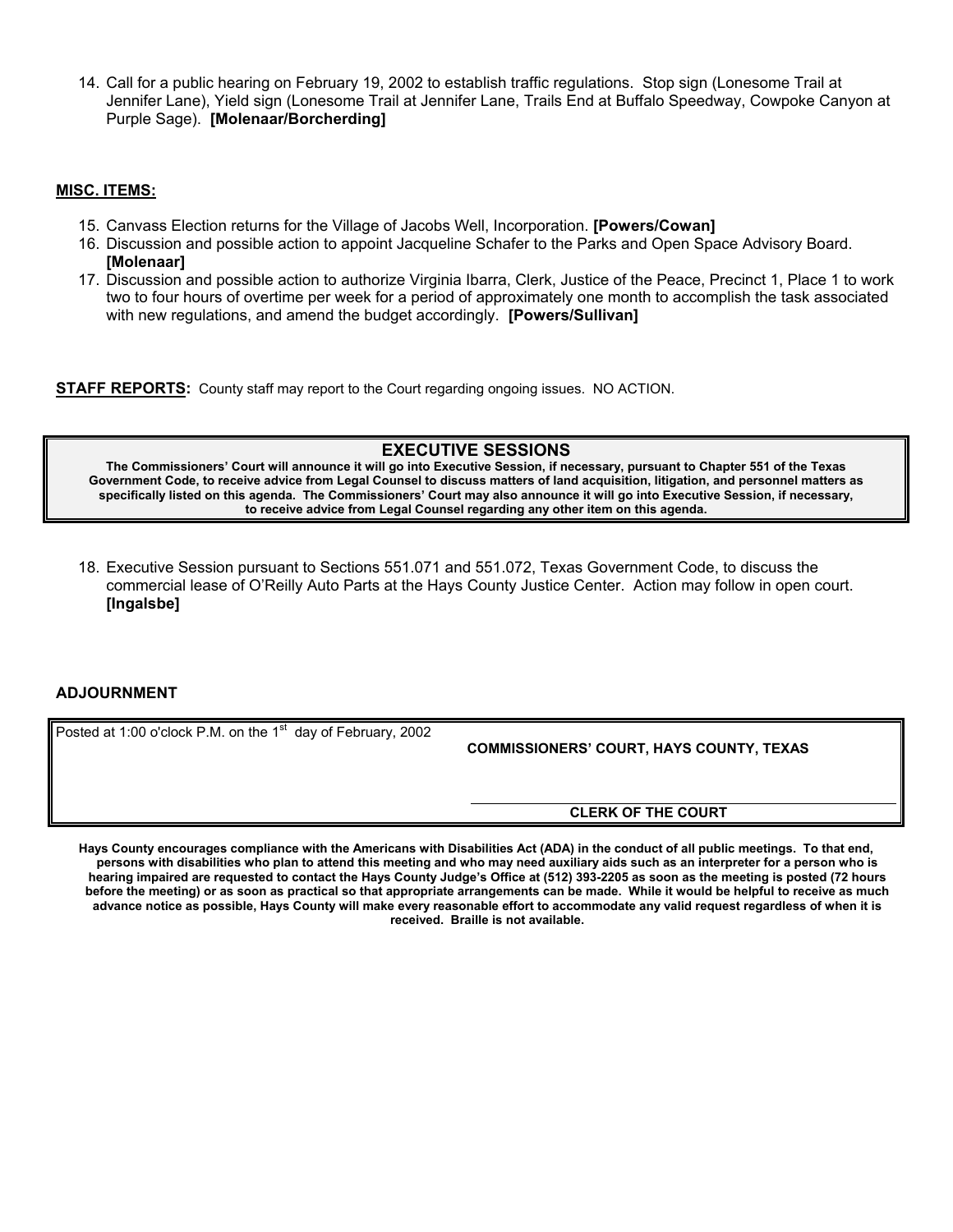14. Call for a public hearing on February 19, 2002 to establish traffic regulations. Stop sign (Lonesome Trail at Jennifer Lane), Yield sign (Lonesome Trail at Jennifer Lane, Trails End at Buffalo Speedway, Cowpoke Canyon at Purple Sage). **[Molenaar/Borcherding]**

**MISC. ITEMS:**

15. Canvass Election returns for the Village of Jacobs Well, Incorporation. **[Powers/Cowan]**
16. Discussion and possible action to appoint Jacqueline Schafer to the Parks and Open Space Advisory Board. **[Molenaar]**
17. Discussion and possible action to authorize Virginia Ibarra, Clerk, Justice of the Peace, Precinct 1, Place 1 to work two to four hours of overtime per week for a period of approximately one month to accomplish the task associated with new regulations, and amend the budget accordingly. **[Powers/Sullivan]**

**STAFF REPORTS:** County staff may report to the Court regarding ongoing issues. NO ACTION.

## EXECUTIVE SESSIONS

**The Commissioners' Court will announce it will go into Executive Session, if necessary, pursuant to Chapter 551 of the Texas Government Code, to receive advice from Legal Counsel to discuss matters of land acquisition, litigation, and personnel matters as specifically listed on this agenda. The Commissioners' Court may also announce it will go into Executive Session, if necessary, to receive advice from Legal Counsel regarding any other item on this agenda.**

18. Executive Session pursuant to Sections 551.071 and 551.072, Texas Government Code, to discuss the commercial lease of O'Reilly Auto Parts at the Hays County Justice Center. Action may follow in open court. **[Ingalsbe]**

**ADJOURNMENT**

Posted at 1:00 o'clock P.M. on the 1st day of February, 2002

**COMMISSIONERS' COURT, HAYS COUNTY, TEXAS**

**CLERK OF THE COURT**

**Hays County encourages compliance with the Americans with Disabilities Act (ADA) in the conduct of all public meetings. To that end, persons with disabilities who plan to attend this meeting and who may need auxiliary aids such as an interpreter for a person who is hearing impaired are requested to contact the Hays County Judge's Office at (512) 393-2205 as soon as the meeting is posted (72 hours before the meeting) or as soon as practical so that appropriate arrangements can be made. While it would be helpful to receive as much advance notice as possible, Hays County will make every reasonable effort to accommodate any valid request regardless of when it is received. Braille is not available.**